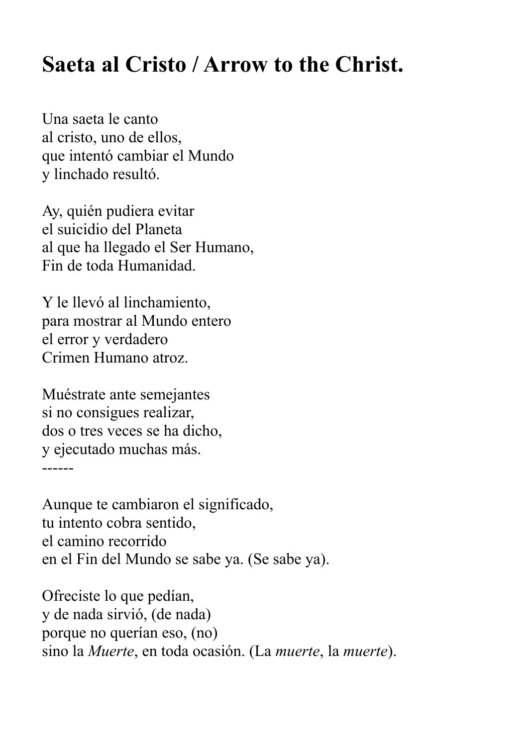# Saeta al Cristo / Arrow to the Christ.

Una saeta le canto  
al cristo, uno de ellos,  
que intentó cambiar el Mundo  
y linchado resultó.

Ay, quién pudiera evitar  
el suicidio del Planeta  
al que ha llegado el Ser Humano,  
Fin de toda Humanidad.

Y le llevó al linchamiento,  
para mostrar al Mundo entero  
el error y verdadero  
Crimen Humano atroz.

Muéstrate ante semejantes  
si no consigues realizar,  
dos o tres veces se ha dicho,  
y ejecutado muchas más.  
------

Aunque te cambiaron el significado,  
tu intento cobra sentido,  
el camino recorrido  
en el Fin del Mundo se sabe ya. (Se sabe ya).

Ofreciste lo que pedían,  
y de nada sirvió, (de nada)  
porque no querían eso, (no)  
sino la *Muerte*, en toda ocasión. (La *muerte*, la *muerte*).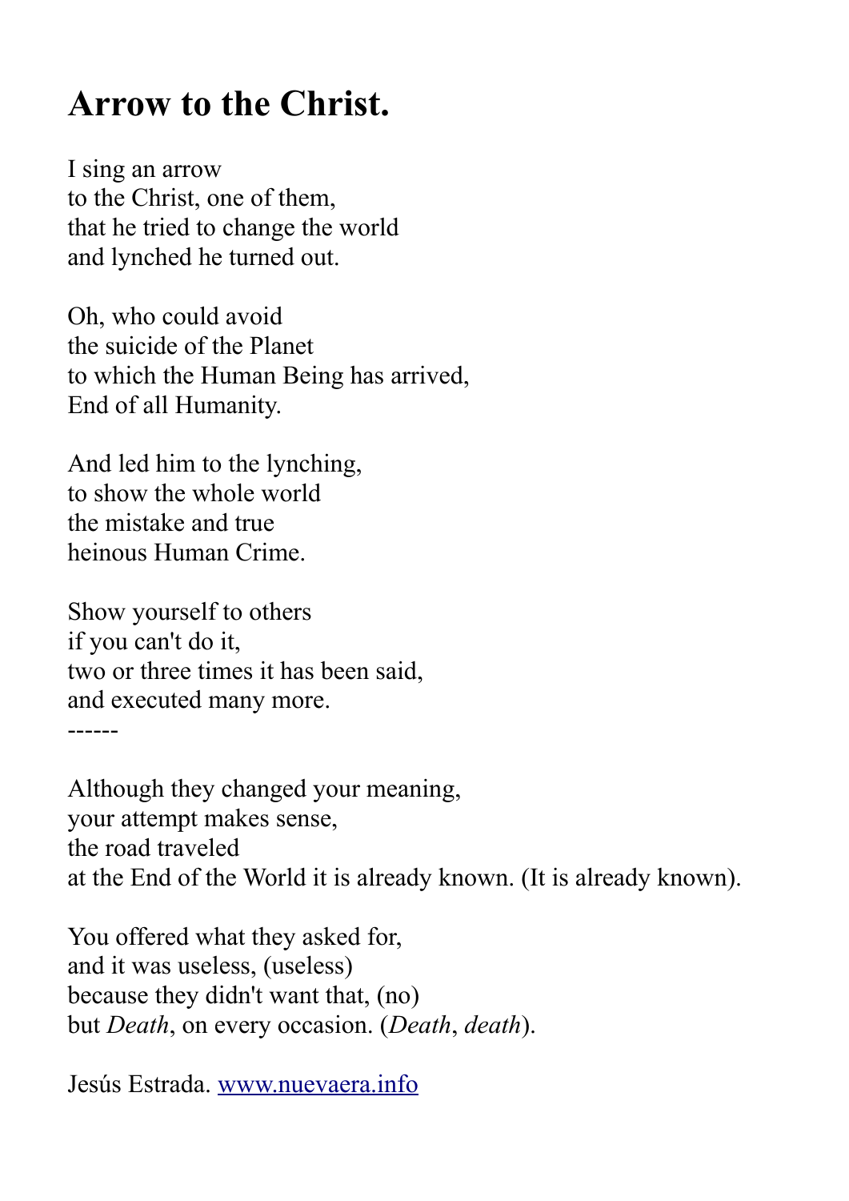# Arrow to the Christ.

I sing an arrow
to the Christ, one of them,
that he tried to change the world
and lynched he turned out.

Oh, who could avoid
the suicide of the Planet
to which the Human Being has arrived,
End of all Humanity.

And led him to the lynching,
to show the whole world
the mistake and true
heinous Human Crime.

Show yourself to others
if you can't do it,
two or three times it has been said,
and executed many more.
------

Although they changed your meaning,
your attempt makes sense,
the road traveled
at the End of the World it is already known. (It is already known).

You offered what they asked for,
and it was useless, (useless)
because they didn't want that, (no)
but *Death*, on every occasion. (*Death*, *death*).

Jesús Estrada. [www.nuevaera.info](http://www.nuevaera.info)